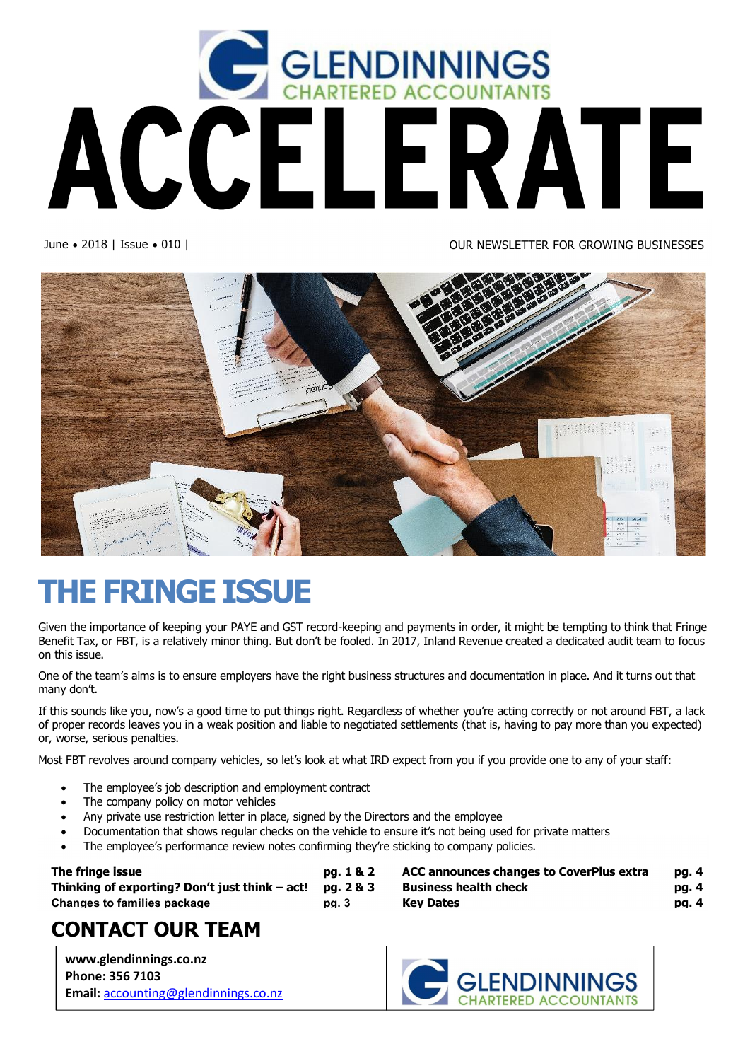# GLENDINNINGS CHARTERED ACCOUNTANTS

# ACCELERATE

June • 2018 | Issue • 010 | OUR NEWSLETTER FOR GROWING BUSINESSES

## THE FRINGE ISSUE

Given the importance of keeping your PAYE and GST record-keeping and payments in order, it might be tempting to think that Fringe Benefit Tax, or FBT, is a relatively minor thing. But don't be fooled. In 2017, Inland Revenue created a dedicated audit team to focus on this issue.

One of the team's aims is to ensure employers have the right business structures and documentation in place. And it turns out that many don't.

If this sounds like you, now's a good time to put things right. Regardless of whether you're acting correctly or not around FBT, a lack of proper records leaves you in a weak position and liable to negotiated settlements (that is, having to pay more than you expected) or, worse, serious penalties.

Most FBT revolves around company vehicles, so let's look at what IRD expect from you if you provide one to any of your staff:

- The employee's job description and employment contract
- The company policy on motor vehicles
- Any private use restriction letter in place, signed by the Directors and the employee
- Documentation that shows regular checks on the vehicle to ensure it's not being used for private matters
- The employee's performance review notes confirming they're sticking to company policies.

| | | | |
|---|---|---|---|
| **The fringe issue** | **pg. 1 & 2** | **ACC announces changes to CoverPlus extra** | **pg. 4** |
| **Thinking of exporting? Don't just think – act!** | **pg. 2 & 3** | **Business health check** | **pg. 4** |
| **Changes to families package** | **pg. 3** | **Key Dates** | **pg. 4** |

## CONTACT OUR TEAM

**www.glendinnings.co.nz**
**Phone: 356 7103**
**Email:** accounting@glendinnings.co.nz

GLENDINNINGS CHARTERED ACCOUNTANTS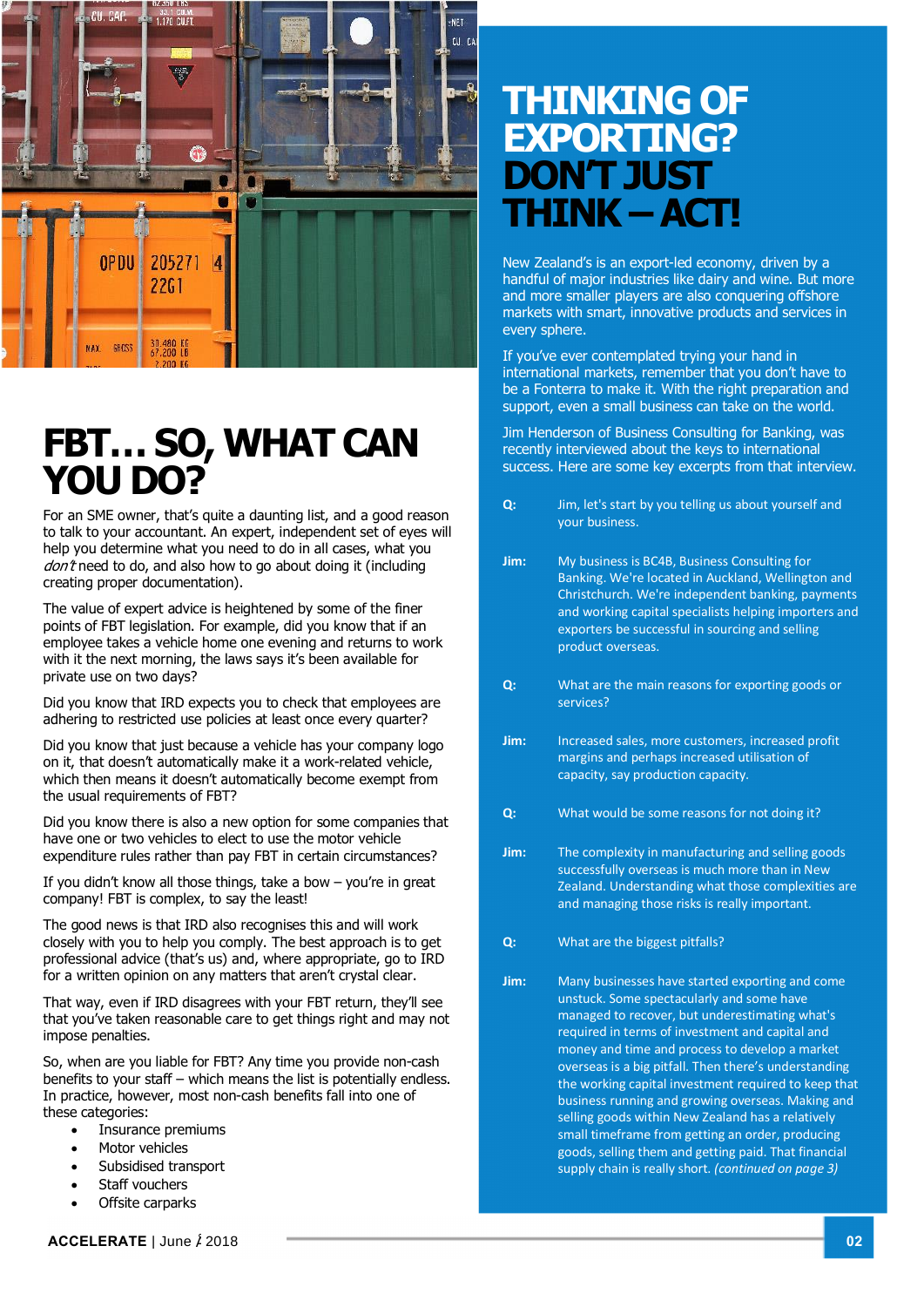# FBT… SO, WHAT CAN YOU DO?

For an SME owner, that's quite a daunting list, and a good reason to talk to your accountant. An expert, independent set of eyes will help you determine what you need to do in all cases, what you *don't* need to do, and also how to go about doing it (including creating proper documentation).

The value of expert advice is heightened by some of the finer points of FBT legislation. For example, did you know that if an employee takes a vehicle home one evening and returns to work with it the next morning, the laws says it's been available for private use on two days?

Did you know that IRD expects you to check that employees are adhering to restricted use policies at least once every quarter?

Did you know that just because a vehicle has your company logo on it, that doesn't automatically make it a work-related vehicle, which then means it doesn't automatically become exempt from the usual requirements of FBT?

Did you know there is also a new option for some companies that have one or two vehicles to elect to use the motor vehicle expenditure rules rather than pay FBT in certain circumstances?

If you didn't know all those things, take a bow – you're in great company! FBT is complex, to say the least!

The good news is that IRD also recognises this and will work closely with you to help you comply. The best approach is to get professional advice (that's us) and, where appropriate, go to IRD for a written opinion on any matters that aren't crystal clear.

That way, even if IRD disagrees with your FBT return, they'll see that you've taken reasonable care to get things right and may not impose penalties.

So, when are you liable for FBT? Any time you provide non-cash benefits to your staff – which means the list is potentially endless. In practice, however, most non-cash benefits fall into one of these categories:

- Insurance premiums
- Motor vehicles
- Subsidised transport
- Staff vouchers
- Offsite carparks

# THINKING OF EXPORTING? DON'T JUST THINK – ACT!

New Zealand's is an export-led economy, driven by a handful of major industries like dairy and wine. But more and more smaller players are also conquering offshore markets with smart, innovative products and services in every sphere.

If you've ever contemplated trying your hand in international markets, remember that you don't have to be a Fonterra to make it. With the right preparation and support, even a small business can take on the world.

Jim Henderson of Business Consulting for Banking, was recently interviewed about the keys to international success. Here are some key excerpts from that interview.

**Q:** Jim, let's start by you telling us about yourself and your business.

**Jim:** My business is BC4B, Business Consulting for Banking. We're located in Auckland, Wellington and Christchurch. We're independent banking, payments and working capital specialists helping importers and exporters be successful in sourcing and selling product overseas.

**Q:** What are the main reasons for exporting goods or services?

**Jim:** Increased sales, more customers, increased profit margins and perhaps increased utilisation of capacity, say production capacity.

**Q:** What would be some reasons for not doing it?

**Jim:** The complexity in manufacturing and selling goods successfully overseas is much more than in New Zealand. Understanding what those complexities are and managing those risks is really important.

**Q:** What are the biggest pitfalls?

**Jim:** Many businesses have started exporting and come unstuck. Some spectacularly and some have managed to recover, but underestimating what's required in terms of investment and capital and money and time and process to develop a market overseas is a big pitfall. Then there's understanding the working capital investment required to keep that business running and growing overseas. Making and selling goods within New Zealand has a relatively small timeframe from getting an order, producing goods, selling them and getting paid. That financial supply chain is really short. *(continued on page 3)*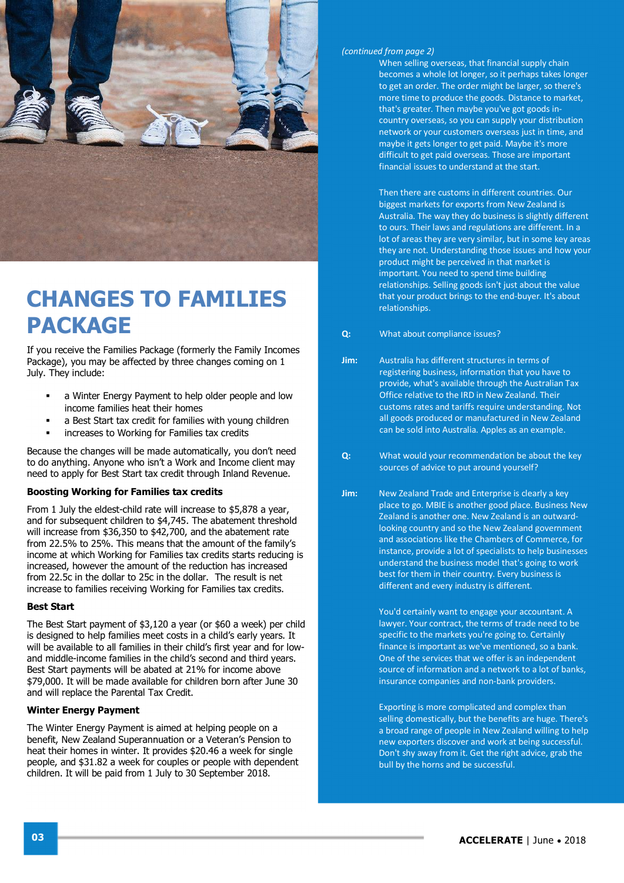# CHANGES TO FAMILIES PACKAGE

If you receive the Families Package (formerly the Family Incomes Package), you may be affected by three changes coming on 1 July. They include:

- a Winter Energy Payment to help older people and low income families heat their homes
- a Best Start tax credit for families with young children
- increases to Working for Families tax credits

Because the changes will be made automatically, you don't need to do anything. Anyone who isn't a Work and Income client may need to apply for Best Start tax credit through Inland Revenue.

**Boosting Working for Families tax credits**

From 1 July the eldest-child rate will increase to $5,878 a year, and for subsequent children to $4,745. The abatement threshold will increase from $36,350 to $42,700, and the abatement rate from 22.5% to 25%. This means that the amount of the family's income at which Working for Families tax credits starts reducing is increased, however the amount of the reduction has increased from 22.5c in the dollar to 25c in the dollar. The result is net increase to families receiving Working for Families tax credits.

**Best Start**

The Best Start payment of $3,120 a year (or $60 a week) per child is designed to help families meet costs in a child's early years. It will be available to all families in their child's first year and for low- and middle-income families in the child's second and third years. Best Start payments will be abated at 21% for income above $79,000. It will be made available for children born after June 30 and will replace the Parental Tax Credit.

**Winter Energy Payment**

The Winter Energy Payment is aimed at helping people on a benefit, New Zealand Superannuation or a Veteran's Pension to heat their homes in winter. It provides $20.46 a week for single people, and $31.82 a week for couples or people with dependent children. It will be paid from 1 July to 30 September 2018.

*(continued from page 2)*

When selling overseas, that financial supply chain becomes a whole lot longer, so it perhaps takes longer to get an order. The order might be larger, so there's more time to produce the goods. Distance to market, that's greater. Then maybe you've got goods in-country overseas, so you can supply your distribution network or your customers overseas just in time, and maybe it gets longer to get paid. Maybe it's more difficult to get paid overseas. Those are important financial issues to understand at the start.

Then there are customs in different countries. Our biggest markets for exports from New Zealand is Australia. The way they do business is slightly different to ours. Their laws and regulations are different. In a lot of areas they are very similar, but in some key areas they are not. Understanding those issues and how your product might be perceived in that market is important. You need to spend time building relationships. Selling goods isn't just about the value that your product brings to the end-buyer. It's about relationships.

**Q:** What about compliance issues?

**Jim:** Australia has different structures in terms of registering business, information that you have to provide, what's available through the Australian Tax Office relative to the IRD in New Zealand. Their customs rates and tariffs require understanding. Not all goods produced or manufactured in New Zealand can be sold into Australia. Apples as an example.

**Q:** What would your recommendation be about the key sources of advice to put around yourself?

**Jim:** New Zealand Trade and Enterprise is clearly a key place to go. MBIE is another good place. Business New Zealand is another one. New Zealand is an outward-looking country and so the New Zealand government and associations like the Chambers of Commerce, for instance, provide a lot of specialists to help businesses understand the business model that's going to work best for them in their country. Every business is different and every industry is different.

You'd certainly want to engage your accountant. A lawyer. Your contract, the terms of trade need to be specific to the markets you're going to. Certainly finance is important as we've mentioned, so a bank. One of the services that we offer is an independent source of information and a network to a lot of banks, insurance companies and non-bank providers.

Exporting is more complicated and complex than selling domestically, but the benefits are huge. There's a broad range of people in New Zealand willing to help new exporters discover and work at being successful. Don't shy away from it. Get the right advice, grab the bull by the horns and be successful.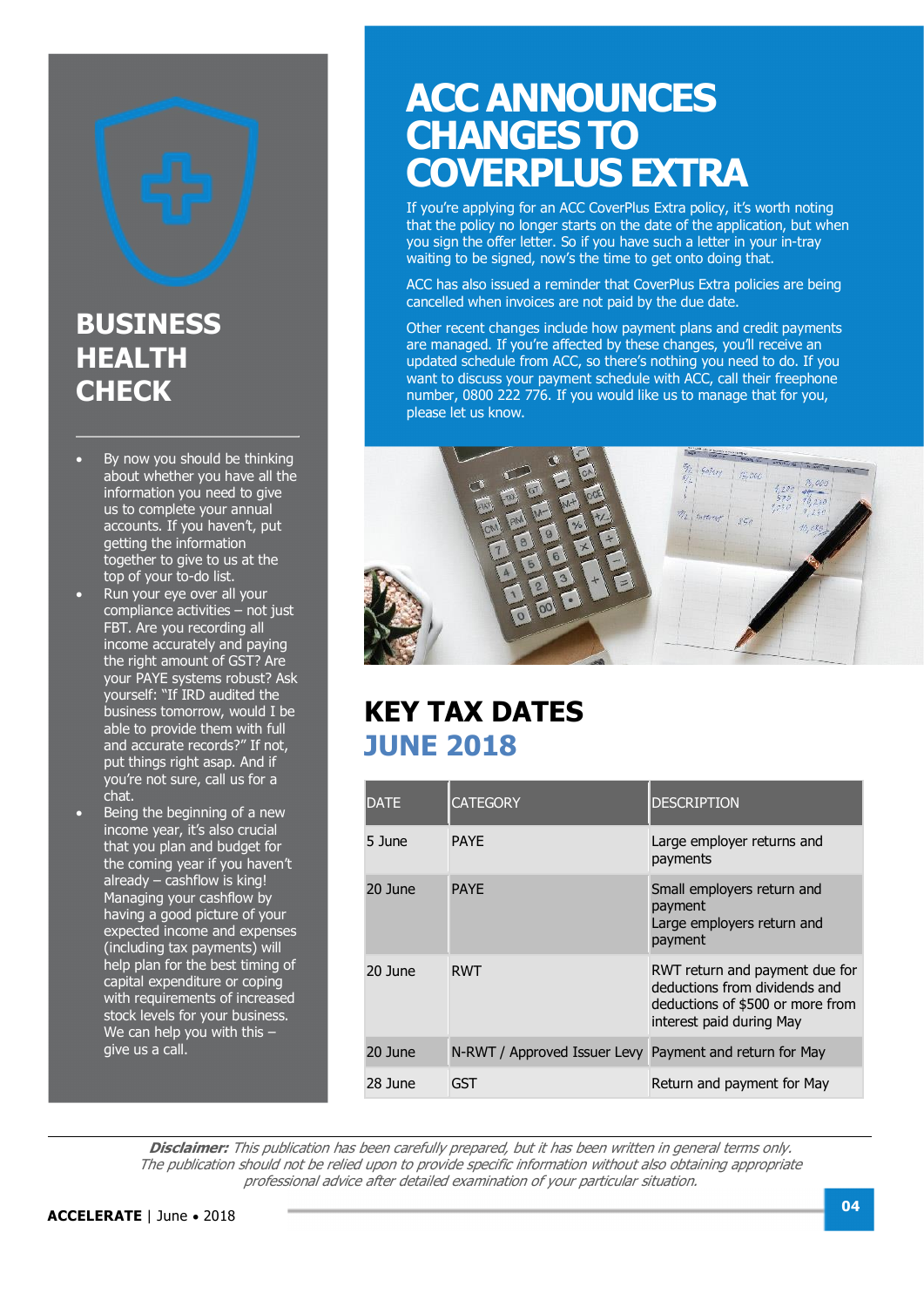## BUSINESS HEALTH CHECK

- By now you should be thinking about whether you have all the information you need to give us to complete your annual accounts. If you haven't, put getting the information together to give to us at the top of your to-do list.
- Run your eye over all your compliance activities – not just FBT. Are you recording all income accurately and paying the right amount of GST? Are your PAYE systems robust? Ask yourself: "If IRD audited the business tomorrow, would I be able to provide them with full and accurate records?" If not, put things right asap. And if you're not sure, call us for a chat.
- Being the beginning of a new income year, it's also crucial that you plan and budget for the coming year if you haven't already – cashflow is king! Managing your cashflow by having a good picture of your expected income and expenses (including tax payments) will help plan for the best timing of capital expenditure or coping with requirements of increased stock levels for your business. We can help you with this – give us a call.

# ACC ANNOUNCES CHANGES TO COVERPLUS EXTRA

If you're applying for an ACC CoverPlus Extra policy, it's worth noting that the policy no longer starts on the date of the application, but when you sign the offer letter. So if you have such a letter in your in-tray waiting to be signed, now's the time to get onto doing that.

ACC has also issued a reminder that CoverPlus Extra policies are being cancelled when invoices are not paid by the due date.

Other recent changes include how payment plans and credit payments are managed. If you're affected by these changes, you'll receive an updated schedule from ACC, so there's nothing you need to do. If you want to discuss your payment schedule with ACC, call their freephone number, 0800 222 776. If you would like us to manage that for you, please let us know.

## KEY TAX DATES

## JUNE 2018

| DATE | CATEGORY | DESCRIPTION |
|---|---|---|
| 5 June | PAYE | Large employer returns and payments |
| 20 June | PAYE | Small employers return and payment<br>Large employers return and payment |
| 20 June | RWT | RWT return and payment due for deductions from dividends and deductions of $500 or more from interest paid during May |
| 20 June | N-RWT / Approved Issuer Levy | Payment and return for May |
| 28 June | GST | Return and payment for May |

***Disclaimer:*** *This publication has been carefully prepared, but it has been written in general terms only. The publication should not be relied upon to provide specific information without also obtaining appropriate professional advice after detailed examination of your particular situation.*